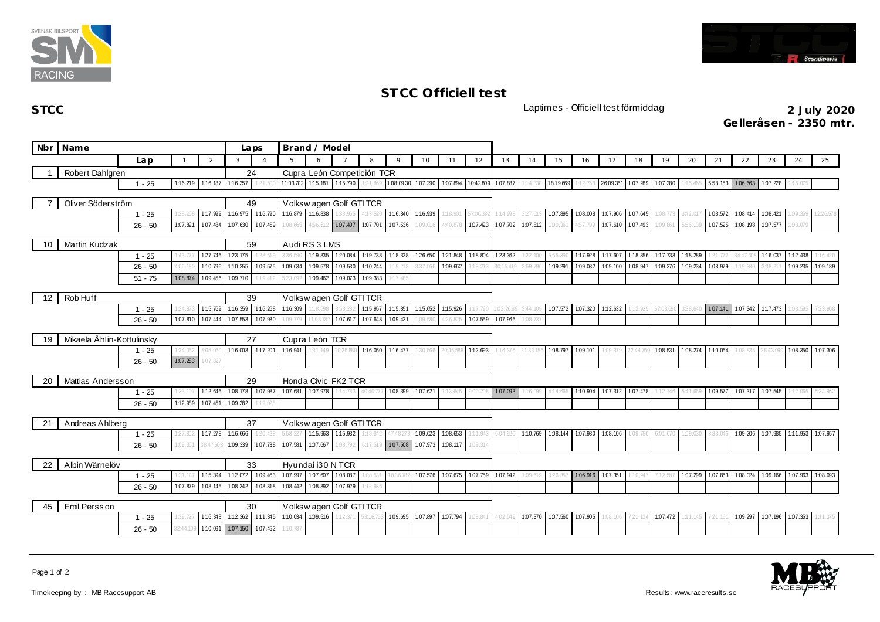## STCC Officiell test

**STCC**

Laptimes - Officiell test förmiddag

**2 July 2020**
**Gelleråsen - 2350 mtr.**

| Nbr | Name | Lap | 1 | 2 | 3 | 4 | 5 | 6 | 7 | 8 | 9 | 10 | 11 | 12 | 13 | 14 | 15 | 16 | 17 | 18 | 19 | 20 | 21 | 22 | 23 | 24 | 25 |
|---|---|---|---|---|---|---|---|---|---|---|---|---|---|---|---|---|---|---|---|---|---|---|---|---|---|---|---|
| 1 | Robert Dahlgren | Laps: 24 | Cupra León Competición TCR | | | | | | | | | | | | | | | | | | | | | | | | |
| | | 1 - 25 | 1:16.219 | 1:16.187 | 1:16.357 | 1:21.500 | 11:03.702 | 1:15.181 | 1:15.790 | 1:21.869 | 1:08:09.30 | 1:07.290 | 1:07.894 | 10:42.809 | 1:07.887 | 1:14.338 | 18:19.669 | 1:12.753 | 26:09.361 | 1:07.289 | 1:07.280 | 1:15.465 | 5:58.153 | 1:06.663 | 1:07.228 | 1:16.075 | |
| 7 | Oliver Söderström | Laps: 49 | Volkswagen Golf GTI TCR | | | | | | | | | | | | | | | | | | | | | | | | |
| | | 1 - 25 | 1:28.268 | 1:17.999 | 1:16.975 | 1:16.790 | 1:16.879 | 1:16.838 | 1:33.965 | 4:13.520 | 1:16.840 | 1:16.939 | 1:18.901 | 57:06.332 | 1:14.998 | 3:27.613 | 1:07.895 | 1:08.008 | 1:07.906 | 1:07.645 | 1:08.773 | 3:42.017 | 1:08.572 | 1:08.414 | 1:08.421 | 1:09.359 | 12:26.578 |
| | | 26 - 50 | 1:07.821 | 1:07.484 | 1:07.630 | 1:07.459 | 1:08.665 | 4:56.612 | 1:07.407 | 1:07.701 | 1:07.536 | 1:09.016 | 4:40.878 | 1:07.423 | 1:07.702 | 1:07.812 | 1:09.361 | 4:57.799 | 1:07.610 | 1:07.493 | 1:09.861 | 5:56.139 | 1:07.525 | 1:08.198 | 1:07.577 | 1:08.079 | |
| 10 | Martin Kudzak | Laps: 59 | Audi RS 3 LMS | | | | | | | | | | | | | | | | | | | | | | | | |
| | | 1 - 25 | 1:43.777 | 1:27.746 | 1:23.175 | 1:28.519 | 3:36.590 | 1:19.835 | 1:20.084 | 1:19.738 | 1:18.328 | 1:26.650 | 1:21.848 | 1:18.804 | 1:23.362 | 1:22.100 | 5:55.390 | 1:17.928 | 1:17.607 | 1:18.356 | 1:17.733 | 1:18.289 | 1:21.772 | 34:47.608 | 1:16.037 | 1:12.438 | 1:16.420 |
| | | 26 - 50 | 4:06.180 | 1:10.796 | 1:10.255 | 1:09.575 | 1:09.634 | 1:09.578 | 1:09.530 | 1:10.244 | 1:19.218 | 3:37.566 | 1:09.662 | 1:13.213 | 30:15.419 | 3:59.796 | 1:09.291 | 1:09.032 | 1:09.100 | 1:08.947 | 1:09.276 | 1:09.234 | 1:08.979 | 1:19.380 | 3:38.211 | 1:09.235 | 1:09.189 |
| | | 51 - 75 | 1:08.874 | 1:09.456 | 1:09.710 | 1:19.412 | 5:23.092 | 1:09.462 | 1:09.073 | 1:09.383 | 1:17.485 | | | | | | | | | | | | | | | | |
| 12 | Rob Huff | Laps: 39 | Volkswagen Golf GTI TCR | | | | | | | | | | | | | | | | | | | | | | | | |
| | | 1 - 25 | 1:24.873 | 1:15.769 | 1:16.359 | 1:16.268 | 1:16.309 | 1:18.698 | 3:53.282 | 1:15.957 | 1:15.851 | 1:15.652 | 1:15.926 | 1:17.790 | 1:02:26.89 | 3:44.109 | 1:07.572 | 1:07.320 | 1:12.632 | 1:12.925 | 57:03.690 | 3:38.640 | 1:07.141 | 1:07.342 | 1:17.473 | 1:08.595 | 7:23.908 |
| | | 26 - 50 | 1:07.810 | 1:07.444 | 1:07.553 | 1:07.930 | 1:09.779 | 11:08.787 | 1:07.617 | 1:07.648 | 1:09.421 | 1:09.580 | 4:26.825 | 1:07.559 | 1:07.966 | 1:08.737 | | | | | | | | | | | |
| 19 | Mikaela Åhlin-Kottulinsky | Laps: 27 | Cupra León TCR | | | | | | | | | | | | | | | | | | | | | | | | |
| | | 1 - 25 | 1:24.052 | 5:05.060 | 1:16.003 | 1:17.201 | 1:16.941 | 1:31.149 | 10:25.880 | 1:16.050 | 1:16.477 | 1:30.566 | 20:46.588 | 1:12.693 | 1:16.375 | 21:33.156 | 1:08.797 | 1:09.101 | 1:09.379 | 22:44.750 | 1:08.531 | 1:08.274 | 1:10.064 | 1:08.835 | 28:43.090 | 1:08.350 | 1:07.306 |
| | | 26 - 50 | 1:07.283 | 1:07.827 | | | | | | | | | | | | | | | | | | | | | | | |
| 20 | Mattias Andersson | Laps: 29 | Honda Civic FK2 TCR | | | | | | | | | | | | | | | | | | | | | | | | |
| | | 1 - 25 | 1:23.107 | 1:12.646 | 1:08.178 | 1:07.987 | 1:07.681 | 1:07.978 | 1:14.783 | 40:40.777 | 1:08.399 | 1:07.621 | 1:13.645 | 9:00.208 | 1:07.093 | 1:16.099 | 4:14.665 | 1:10.904 | 1:07.312 | 1:07.478 | 1:12.146 | 5:41.669 | 1:09.577 | 1:07.317 | 1:07.545 | 1:12.065 | 5:34.962 |
| | | 26 - 50 | 1:12.989 | 1:07.451 | 1:09.382 | 1:19.026 | | | | | | | | | | | | | | | | | | | | | |
| 21 | Andreas Ahlberg | Laps: 37 | Volkswagen Golf GTI TCR | | | | | | | | | | | | | | | | | | | | | | | | |
| | | 1 - 25 | 1:27.852 | 1:17.278 | 1:16.666 | 1:20.428 | 5:53.227 | 1:15.963 | 1:15.932 | 1:18.842 | 47:48.278 | 1:09.623 | 1:08.653 | 1:11.943 | 6:04.820 | 1:10.769 | 1:08.144 | 1:07.930 | 1:08.106 | 1:09.750 | 6:01.670 | 1:09.030 | 3:33.046 | 1:09.206 | 1:07.985 | 1:11.953 | 1:07.957 |
| | | 26 - 50 | 1:09.361 | 38:47.603 | 1:09.339 | 1:07.738 | 1:07.581 | 1:07.667 | 1:08.792 | 6:17.519 | 1:07.508 | 1:07.973 | 1:08.117 | 1:09.314 | | | | | | | | | | | | | |
| 22 | Albin Wärnelöv | Laps: 33 | Hyundai i30 N TCR | | | | | | | | | | | | | | | | | | | | | | | | |
| | | 1 - 25 | 1:21.127 | 1:15.394 | 1:12.072 | 1:09.463 | 1:07.997 | 1:07.607 | 1:08.087 | 1:08.531 | 18:36.782 | 1:07.576 | 1:07.675 | 1:07.759 | 1:07.942 | 1:09.619 | 9:26.357 | 1:06.916 | 1:07.351 | 1:10.247 | 7:12.587 | 1:07.299 | 1:07.863 | 1:08.024 | 1:09.166 | 1:07.963 | 1:08.093 |
| | | 26 - 50 | 1:07.879 | 1:08.145 | 1:08.342 | 1:08.318 | 1:08.442 | 1:08.392 | 1:07.929 | 1:12.936 | | | | | | | | | | | | | | | | | |
| 45 | Emil Persson | Laps: 30 | Volkswagen Golf GTI TCR | | | | | | | | | | | | | | | | | | | | | | | | |
| | | 1 - 25 | 1:39.727 | 1:16.348 | 1:12.362 | 1:11.345 | 1:10.034 | 1:09.516 | 1:12.371 | 53:16.763 | 1:09.695 | 1:07.897 | 1:07.794 | 1:08.841 | 4:02.049 | 1:07.370 | 1:07.560 | 1:07.905 | 1:08.106 | 7:21.134 | 1:07.472 | 1:11.145 | 7:21.151 | 1:09.297 | 1:07.196 | 1:07.353 | 1:11.375 |
| | | 26 - 50 | 32:44.109 | 1:10.091 | 1:07.150 | 1:07.452 | 1:10.787 | | | | | | | | | | | | | | | | | | | | |

Timekeeping by : MB Racesupport AB

Results: www.raceresults.se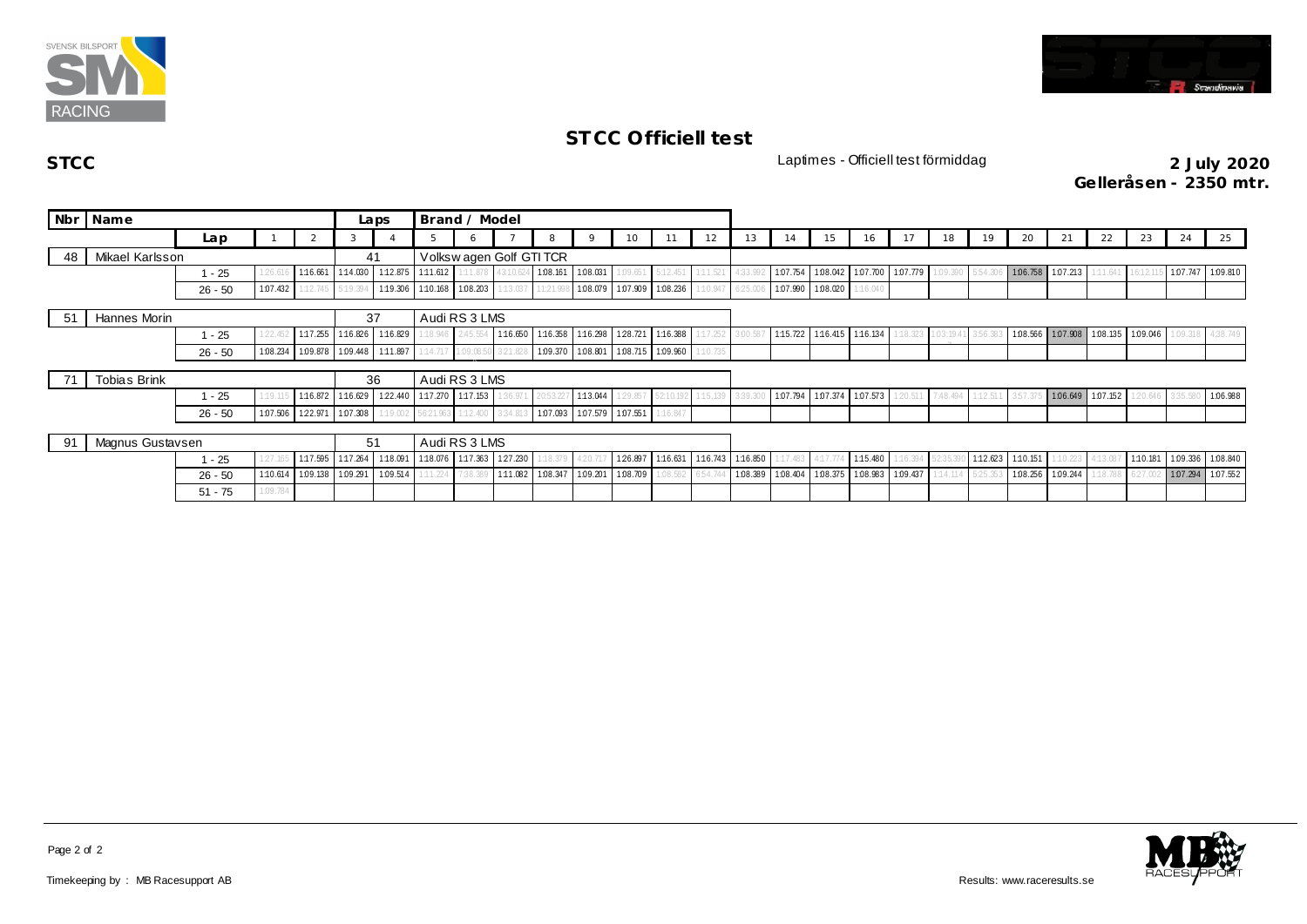## STCC Officiell test

**STCC**

Laptimes - Officiell test förmiddag

**2 July 2020**
**Gelleråsen - 2350 mtr.**

| Nbr | Name | Lap | 1 | 2 | 3 | 4 | 5 | 6 | 7 | 8 | 9 | 10 | 11 | 12 | 13 | 14 | 15 | 16 | 17 | 18 | 19 | 20 | 21 | 22 | 23 | 24 | 25 |
|---|---|---|---|---|---|---|---|---|---|---|---|---|---|---|---|---|---|---|---|---|---|---|---|---|---|---|---|
| 48 | Mikael Karlsson | Laps: 41 | Volkswagen Golf GTI TCR | | | | | | | | | | | | | | | | | | | | | | | | |
| | | 1 - 25 | 1:26.616 | 1:16.661 | 1:14.030 | 1:12.875 | 1:11.612 | 1:11.878 | 43:10.624 | 1:08.161 | 1:08.031 | 1:09.651 | 5:12.451 | 1:11.521 | 4:33.992 | 1:07.754 | 1:08.042 | 1:07.700 | 1:07.779 | 1:09.390 | 5:54.306 | 1:06.758 | 1:07.213 | 1:11.641 | 16:12.115 | 1:07.747 | 1:09.810 |
| | | 26 - 50 | 1:07.432 | 1:12.745 | 5:19.394 | 1:19.306 | 1:10.168 | 1:08.203 | 1:13.037 | 11:21.998 | 1:08.079 | 1:07.909 | 1:08.236 | 1:10.947 | 6:25.006 | 1:07.990 | 1:08.020 | 1:16.040 | | | | | | | | | |
| 51 | Hannes Morin | Laps: 37 | Audi RS 3 LMS | | | | | | | | | | | | | | | | | | | | | | | | |
| | | 1 - 25 | 1:22.452 | 1:17.255 | 1:16.826 | 1:16.829 | 1:18.946 | 2:45.554 | 1:16.650 | 1:16.358 | 1:16.298 | 1:28.721 | 1:16.388 | 1:17.252 | 3:00.587 | 1:15.722 | 1:16.415 | 1:16.134 | 1:18.323 | 1:03:19.41 | 3:56.383 | 1:08.566 | 1:07.908 | 1:08.135 | 1:09.046 | 1:09.318 | 4:38.749 |
| | | 26 - 50 | 1:08.234 | 1:09.878 | 1:09.448 | 1:11.897 | 1:14.717 | 1:09:08.50 | 3:21.828 | 1:09.370 | 1:08.801 | 1:08.715 | 1:09.960 | 1:10.735 | | | | | | | | | | | | | |
| 71 | Tobias Brink | Laps: 36 | Audi RS 3 LMS | | | | | | | | | | | | | | | | | | | | | | | | |
| | | 1 - 25 | 1:19.115 | 1:16.872 | 1:16.629 | 1:22.440 | 1:17.270 | 1:17.153 | 1:36.971 | 20:53.227 | 1:13.044 | 1:29.857 | 52:10.192 | 1:15.139 | 3:39.300 | 1:07.794 | 1:07.374 | 1:07.573 | 1:20.511 | 7:48.494 | 1:12.511 | 3:57.375 | 1:06.649 | 1:07.152 | 1:20.646 | 3:35.580 | 1:06.988 |
| | | 26 - 50 | 1:07.506 | 1:22.971 | 1:07.308 | 1:19.002 | 56:21.963 | 1:12.400 | 3:34.813 | 1:07.093 | 1:07.579 | 1:07.551 | 1:16.847 | | | | | | | | | | | | | | |
| 91 | Magnus Gustavsen | Laps: 51 | Audi RS 3 LMS | | | | | | | | | | | | | | | | | | | | | | | | |
| | | 1 - 25 | 1:27.165 | 1:17.595 | 1:17.264 | 1:18.091 | 1:18.076 | 1:17.363 | 1:27.230 | 1:18.379 | 4:20.717 | 1:26.897 | 1:16.631 | 1:16.743 | 1:16.850 | 1:17.483 | 4:17.774 | 1:15.480 | 1:16.394 | 52:35.390 | 1:12.623 | 1:10.151 | 1:10.223 | 4:13.087 | 1:10.181 | 1:09.336 | 1:08.840 |
| | | 26 - 50 | 1:10.614 | 1:09.138 | 1:09.291 | 1:09.514 | 1:11.224 | 1:38.389 | 1:11.082 | 1:08.347 | 1:09.201 | 1:08.709 | 1:08.582 | 6:54.744 | 1:08.389 | 1:08.404 | 1:08.375 | 1:08.983 | 1:09.437 | 1:14.114 | 5:25.353 | 1:08.256 | 1:09.244 | 1:18.788 | 6:27.002 | 1:07.294 | 1:07.552 |
| | | 51 - 75 | 1:09.784 | | | | | | | | | | | | | | | | | | | | | | | | |

Timekeeping by : MB Racesupport AB

Results: www.raceresults.se